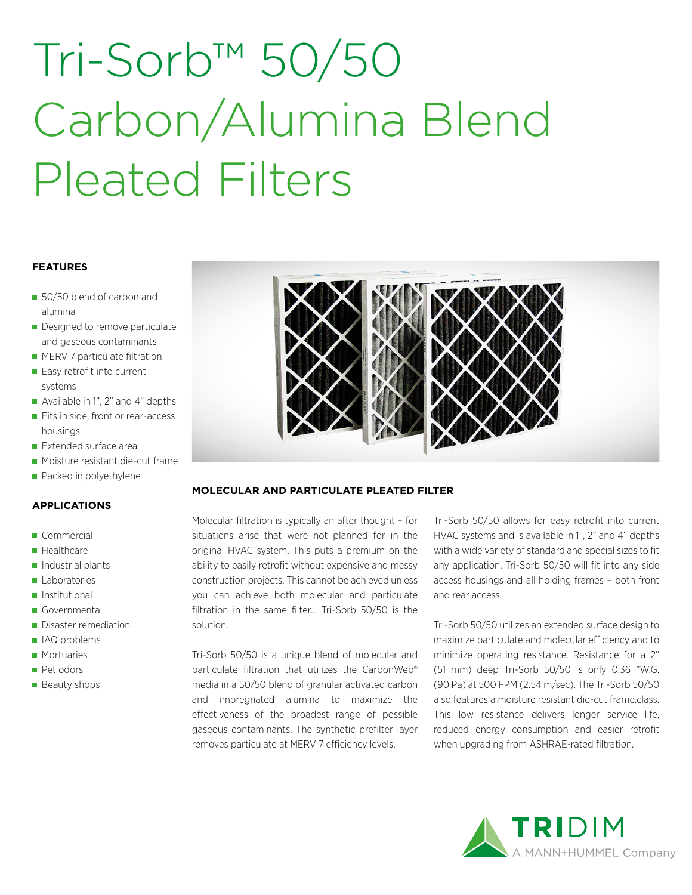# Tri-Sorb™ 50/50 Carbon/Alumina Blend Pleated Filters

## FEATURES

- 50/50 blend of carbon and alumina
- Designed to remove particulate and gaseous contaminants
- MERV 7 particulate filtration
- Easy retrofit into current systems
- Available in 1", 2" and 4" depths
- Fits in side, front or rear-access housings
- Extended surface area
- Moisture resistant die-cut frame
- Packed in polyethylene

## APPLICATIONS

- Commercial
- Healthcare
- Industrial plants
- Laboratories
- Institutional
- Governmental
- Disaster remediation
- IAQ problems
- Mortuaries
- Pet odors
- Beauty shops

## MOLECULAR AND PARTICULATE PLEATED FILTER

Molecular filtration is typically an after thought – for situations arise that were not planned for in the original HVAC system. This puts a premium on the ability to easily retrofit without expensive and messy construction projects. This cannot be achieved unless you can achieve both molecular and particulate filtration in the same filter... Tri-Sorb 50/50 is the solution.

Tri-Sorb 50/50 is a unique blend of molecular and particulate filtration that utilizes the CarbonWeb® media in a 50/50 blend of granular activated carbon and impregnated alumina to maximize the effectiveness of the broadest range of possible gaseous contaminants. The synthetic prefilter layer removes particulate at MERV 7 efficiency levels.

Tri-Sorb 50/50 allows for easy retrofit into current HVAC systems and is available in 1", 2" and 4" depths with a wide variety of standard and special sizes to fit any application. Tri-Sorb 50/50 will fit into any side access housings and all holding frames – both front and rear access.

Tri-Sorb 50/50 utilizes an extended surface design to maximize particulate and molecular efficiency and to minimize operating resistance. Resistance for a 2" (51 mm) deep Tri-Sorb 50/50 is only 0.36 "W.G. (90 Pa) at 500 FPM (2.54 m/sec). The Tri-Sorb 50/50 also features a moisture resistant die-cut frame.class. This low resistance delivers longer service life, reduced energy consumption and easier retrofit when upgrading from ASHRAE-rated filtration.

TRIDIM
A MANN+HUMMEL Company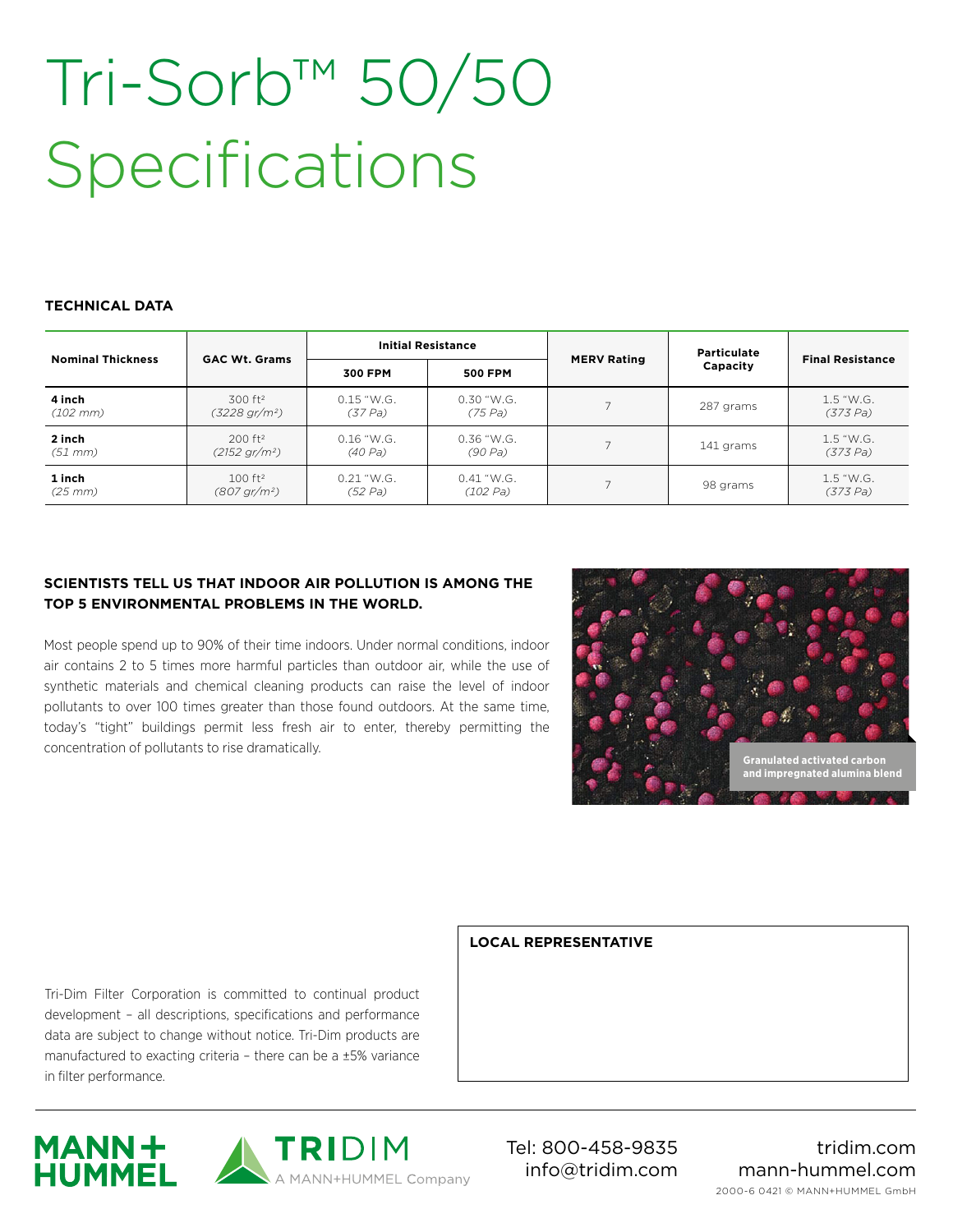# Tri-Sorb™ 50/50 Specifications

**TECHNICAL DATA**

| Nominal Thickness | GAC Wt. Grams | Initial Resistance | | MERV Rating | Particulate Capacity | Final Resistance |
|---|---|---|---|---|---|---|
| | | 300 FPM | 500 FPM | | | |
| **4 inch** *(102 mm)* | 300 ft² *(3228 gr/m²)* | 0.15 "W.G. *(37 Pa)* | 0.30 "W.G. *(75 Pa)* | 7 | 287 grams | 1.5 "W.G. *(373 Pa)* |
| **2 inch** *(51 mm)* | 200 ft² *(2152 gr/m²)* | 0.16 "W.G. *(40 Pa)* | 0.36 "W.G. *(90 Pa)* | 7 | 141 grams | 1.5 "W.G. *(373 Pa)* |
| **1 inch** *(25 mm)* | 100 ft² *(807 gr/m²)* | 0.21 "W.G. *(52 Pa)* | 0.41 "W.G. *(102 Pa)* | 7 | 98 grams | 1.5 "W.G. *(373 Pa)* |

**SCIENTISTS TELL US THAT INDOOR AIR POLLUTION IS AMONG THE TOP 5 ENVIRONMENTAL PROBLEMS IN THE WORLD.**

Most people spend up to 90% of their time indoors. Under normal conditions, indoor air contains 2 to 5 times more harmful particles than outdoor air, while the use of synthetic materials and chemical cleaning products can raise the level of indoor pollutants to over 100 times greater than those found outdoors. At the same time, today's "tight" buildings permit less fresh air to enter, thereby permitting the concentration of pollutants to rise dramatically.

Granulated activated carbon and impregnated alumina blend

Tri-Dim Filter Corporation is committed to continual product development – all descriptions, specifications and performance data are subject to change without notice. Tri-Dim products are manufactured to exacting criteria – there can be a ±5% variance in filter performance.

**LOCAL REPRESENTATIVE**

MANN+HUMMEL

TRIDIM A MANN+HUMMEL Company

Tel: 800-458-9835
info@tridim.com

tridim.com
mann-hummel.com

2000-6 0421 © MANN+HUMMEL GmbH